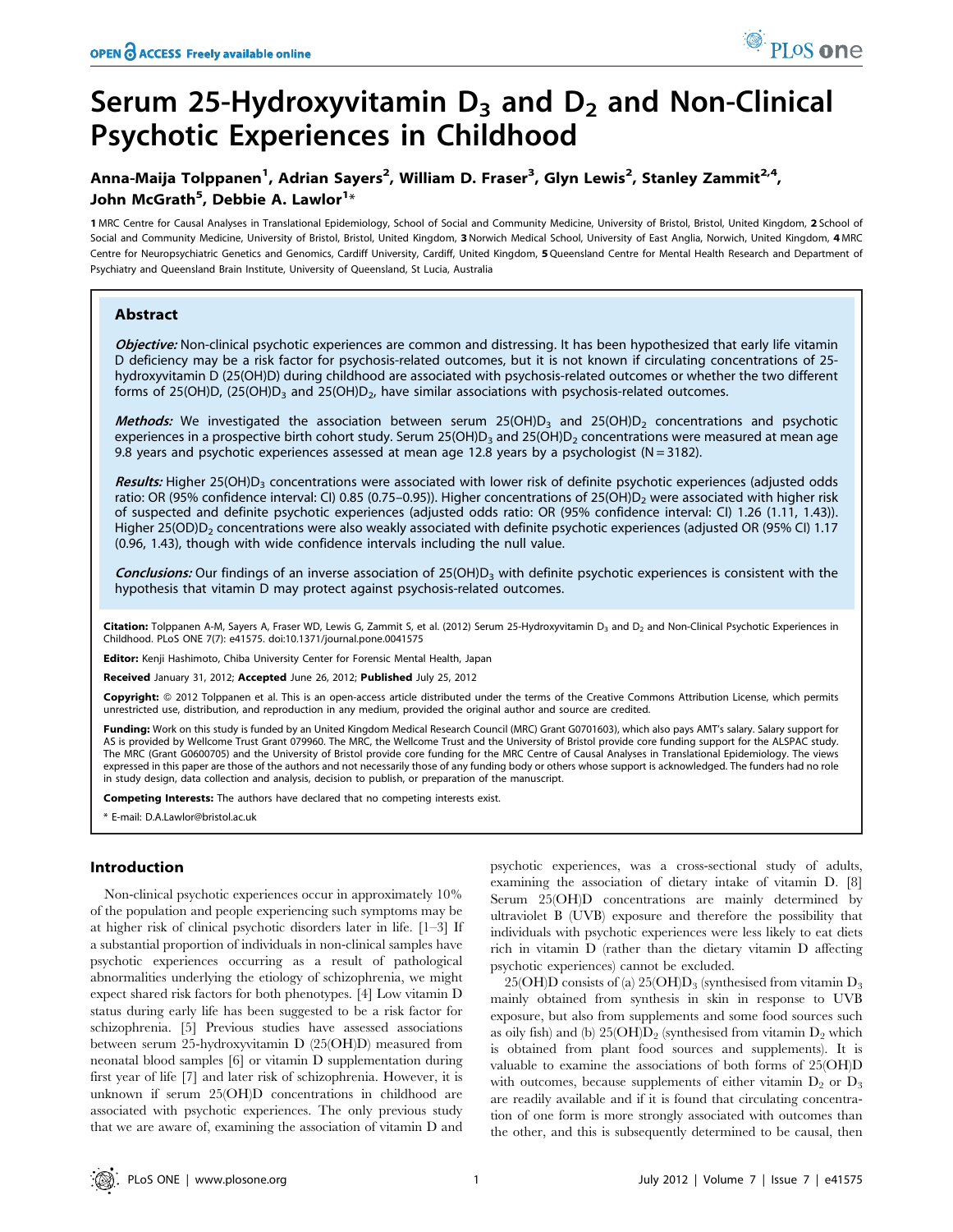# Serum 25-Hydroxyvitamin $D_3$ and $D_2$ and Non-Clinical Psychotic Experiences in Childhood

**Anna-Maija Tolppanen[1], Adrian Sayers[2], William D. Fraser[3], Glyn Lewis[2], Stanley Zammit[2,4], John McGrath[5], Debbie A. Lawlor[1]***

1 MRC Centre for Causal Analyses in Translational Epidemiology, School of Social and Community Medicine, University of Bristol, Bristol, United Kingdom, 2 School of Social and Community Medicine, University of Bristol, Bristol, United Kingdom, 3 Norwich Medical School, University of East Anglia, Norwich, United Kingdom, 4 MRC Centre for Neuropsychiatric Genetics and Genomics, Cardiff University, Cardiff, United Kingdom, 5 Queensland Centre for Mental Health Research and Department of Psychiatry and Queensland Brain Institute, University of Queensland, St Lucia, Australia

## Abstract

***Objective:*** Non-clinical psychotic experiences are common and distressing. It has been hypothesized that early life vitamin D deficiency may be a risk factor for psychosis-related outcomes, but it is not known if circulating concentrations of 25-hydroxyvitamin D (25(OH)D) during childhood are associated with psychosis-related outcomes or whether the two different forms of 25(OH)D, (25(OH)$D_3$ and 25(OH)$D_2$, have similar associations with psychosis-related outcomes.

***Methods:*** We investigated the association between serum 25(OH)$D_3$ and 25(OH)$D_2$ concentrations and psychotic experiences in a prospective birth cohort study. Serum 25(OH)$D_3$ and 25(OH)$D_2$ concentrations were measured at mean age 9.8 years and psychotic experiences assessed at mean age 12.8 years by a psychologist (N = 3182).

***Results:*** Higher 25(OH)$D_3$ concentrations were associated with lower risk of definite psychotic experiences (adjusted odds ratio: OR (95% confidence interval: CI) 0.85 (0.75–0.95)). Higher concentrations of 25(OH)$D_2$ were associated with higher risk of suspected and definite psychotic experiences (adjusted odds ratio: OR (95% confidence interval: CI) 1.26 (1.11, 1.43)). Higher 25(OD)$D_2$ concentrations were also weakly associated with definite psychotic experiences (adjusted OR (95% CI) 1.17 (0.96, 1.43), though with wide confidence intervals including the null value.

***Conclusions:*** Our findings of an inverse association of 25(OH)$D_3$ with definite psychotic experiences is consistent with the hypothesis that vitamin D may protect against psychosis-related outcomes.

**Citation:** Tolppanen A-M, Sayers A, Fraser WD, Lewis G, Zammit S, et al. (2012) Serum 25-Hydroxyvitamin $D_3$ and $D_2$ and Non-Clinical Psychotic Experiences in Childhood. PLoS ONE 7(7): e41575. doi:10.1371/journal.pone.0041575

**Editor:** Kenji Hashimoto, Chiba University Center for Forensic Mental Health, Japan

**Received** January 31, 2012; **Accepted** June 26, 2012; **Published** July 25, 2012

**Copyright:** © 2012 Tolppanen et al. This is an open-access article distributed under the terms of the Creative Commons Attribution License, which permits unrestricted use, distribution, and reproduction in any medium, provided the original author and source are credited.

**Funding:** Work on this study is funded by an United Kingdom Medical Research Council (MRC) Grant G0701603), which also pays AMT's salary. Salary support for AS is provided by Wellcome Trust Grant 079960. The MRC, the Wellcome Trust and the University of Bristol provide core funding support for the ALSPAC study. The MRC (Grant G0600705) and the University of Bristol provide core funding for the MRC Centre of Causal Analyses in Translational Epidemiology. The views expressed in this paper are those of the authors and not necessarily those of any funding body or others whose support is acknowledged. The funders had no role in study design, data collection and analysis, decision to publish, or preparation of the manuscript.

**Competing Interests:** The authors have declared that no competing interests exist.

\* E-mail: D.A.Lawlor@bristol.ac.uk

## Introduction

Non-clinical psychotic experiences occur in approximately 10% of the population and people experiencing such symptoms may be at higher risk of clinical psychotic disorders later in life. [1–3] If a substantial proportion of individuals in non-clinical samples have psychotic experiences occurring as a result of pathological abnormalities underlying the etiology of schizophrenia, we might expect shared risk factors for both phenotypes. [4] Low vitamin D status during early life has been suggested to be a risk factor for schizophrenia. [5] Previous studies have assessed associations between serum 25-hydroxyvitamin D (25(OH)D) measured from neonatal blood samples [6] or vitamin D supplementation during first year of life [7] and later risk of schizophrenia. However, it is unknown if serum 25(OH)D concentrations in childhood are associated with psychotic experiences. The only previous study that we are aware of, examining the association of vitamin D and psychotic experiences, was a cross-sectional study of adults, examining the association of dietary intake of vitamin D. [8] Serum 25(OH)D concentrations are mainly determined by ultraviolet B (UVB) exposure and therefore the possibility that individuals with psychotic experiences were less likely to eat diets rich in vitamin D (rather than the dietary vitamin D affecting psychotic experiences) cannot be excluded.

25(OH)D consists of (a) 25(OH)$D_3$ (synthesised from vitamin $D_3$ mainly obtained from synthesis in skin in response to UVB exposure, but also from supplements and some food sources such as oily fish) and (b) 25(OH)$D_2$ (synthesised from vitamin $D_2$ which is obtained from plant food sources and supplements). It is valuable to examine the associations of both forms of 25(OH)D with outcomes, because supplements of either vitamin $D_2$ or $D_3$ are readily available and if it is found that circulating concentration of one form is more strongly associated with outcomes than the other, and this is subsequently determined to be causal, then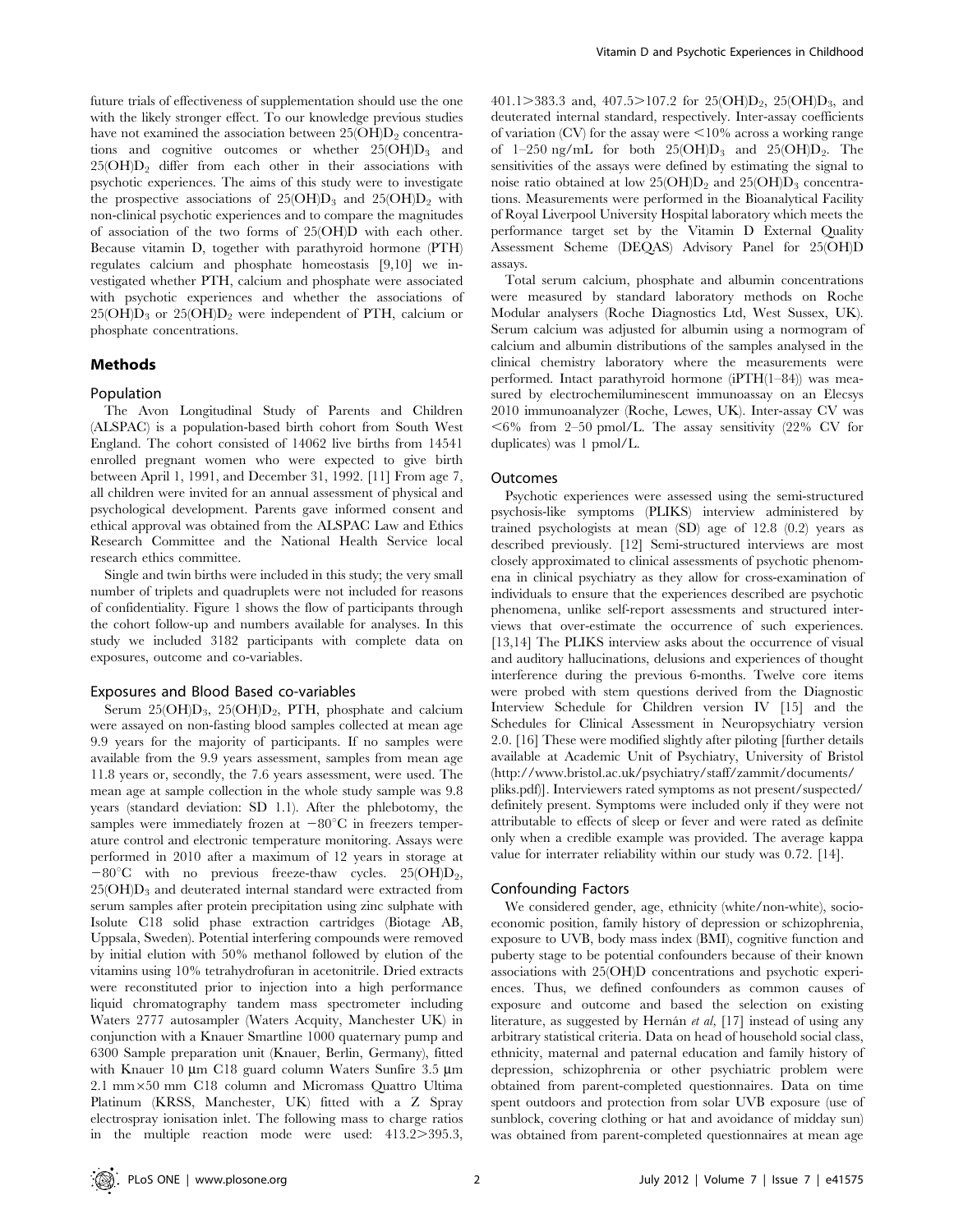future trials of effectiveness of supplementation should use the one with the likely stronger effect. To our knowledge previous studies have not examined the association between $25(OH)D_2$ concentrations and cognitive outcomes or whether $25(OH)D_3$ and $25(OH)D_2$ differ from each other in their associations with psychotic experiences. The aims of this study were to investigate the prospective associations of $25(OH)D_3$ and $25(OH)D_2$ with non-clinical psychotic experiences and to compare the magnitudes of association of the two forms of 25(OH)D with each other. Because vitamin D, together with parathyroid hormone (PTH) regulates calcium and phosphate homeostasis [9,10] we investigated whether PTH, calcium and phosphate were associated with psychotic experiences and whether the associations of $25(OH)D_3$ or $25(OH)D_2$ were independent of PTH, calcium or phosphate concentrations.

## Methods

### Population

The Avon Longitudinal Study of Parents and Children (ALSPAC) is a population-based birth cohort from South West England. The cohort consisted of 14062 live births from 14541 enrolled pregnant women who were expected to give birth between April 1, 1991, and December 31, 1992. [11] From age 7, all children were invited for an annual assessment of physical and psychological development. Parents gave informed consent and ethical approval was obtained from the ALSPAC Law and Ethics Research Committee and the National Health Service local research ethics committee.

Single and twin births were included in this study; the very small number of triplets and quadruplets were not included for reasons of confidentiality. Figure 1 shows the flow of participants through the cohort follow-up and numbers available for analyses. In this study we included 3182 participants with complete data on exposures, outcome and co-variables.

### Exposures and Blood Based co-variables

Serum $25(OH)D_3$, $25(OH)D_2$, PTH, phosphate and calcium were assayed on non-fasting blood samples collected at mean age 9.9 years for the majority of participants. If no samples were available from the 9.9 years assessment, samples from mean age 11.8 years or, secondly, the 7.6 years assessment, were used. The mean age at sample collection in the whole study sample was 9.8 years (standard deviation: SD 1.1). After the phlebotomy, the samples were immediately frozen at $-80^{\circ}C$ in freezers temperature control and electronic temperature monitoring. Assays were performed in 2010 after a maximum of 12 years in storage at $-80^{\circ}C$ with no previous freeze-thaw cycles. $25(OH)D_2$, $25(OH)D_3$ and deuterated internal standard were extracted from serum samples after protein precipitation using zinc sulphate with Isolute C18 solid phase extraction cartridges (Biotage AB, Uppsala, Sweden). Potential interfering compounds were removed by initial elution with 50% methanol followed by elution of the vitamins using 10% tetrahydrofuran in acetonitrile. Dried extracts were reconstituted prior to injection into a high performance liquid chromatography tandem mass spectrometer including Waters 2777 autosampler (Waters Acquity, Manchester UK) in conjunction with a Knauer Smartline 1000 quaternary pump and 6300 Sample preparation unit (Knauer, Berlin, Germany), fitted with Knauer 10 µm C18 guard column Waters Sunfire 3.5 µm 2.1 mm×50 mm C18 column and Micromass Quattro Ultima Platinum (KRSS, Manchester, UK) fitted with a Z Spray electrospray ionisation inlet. The following mass to charge ratios in the multiple reaction mode were used: 413.2>395.3, 401.1>383.3 and, 407.5>107.2 for $25(OH)D_2$, $25(OH)D_3$, and deuterated internal standard, respectively. Inter-assay coefficients of variation (CV) for the assay were <10% across a working range of 1–250 ng/mL for both $25(OH)D_3$ and $25(OH)D_2$. The sensitivities of the assays were defined by estimating the signal to noise ratio obtained at low $25(OH)D_2$ and $25(OH)D_3$ concentrations. Measurements were performed in the Bioanalytical Facility of Royal Liverpool University Hospital laboratory which meets the performance target set by the Vitamin D External Quality Assessment Scheme (DEQAS) Advisory Panel for 25(OH)D assays.

Total serum calcium, phosphate and albumin concentrations were measured by standard laboratory methods on Roche Modular analysers (Roche Diagnostics Ltd, West Sussex, UK). Serum calcium was adjusted for albumin using a normogram of calcium and albumin distributions of the samples analysed in the clinical chemistry laboratory where the measurements were performed. Intact parathyroid hormone (iPTH(1–84)) was measured by electrochemiluminescent immunoassay on an Elecsys 2010 immunoanalyzer (Roche, Lewes, UK). Inter-assay CV was <6% from 2–50 pmol/L. The assay sensitivity (22% CV for duplicates) was 1 pmol/L.

### Outcomes

Psychotic experiences were assessed using the semi-structured psychosis-like symptoms (PLIKS) interview administered by trained psychologists at mean (SD) age of 12.8 (0.2) years as described previously. [12] Semi-structured interviews are most closely approximated to clinical assessments of psychotic phenomena in clinical psychiatry as they allow for cross-examination of individuals to ensure that the experiences described are psychotic phenomena, unlike self-report assessments and structured interviews that over-estimate the occurrence of such experiences. [13,14] The PLIKS interview asks about the occurrence of visual and auditory hallucinations, delusions and experiences of thought interference during the previous 6-months. Twelve core items were probed with stem questions derived from the Diagnostic Interview Schedule for Children version IV [15] and the Schedules for Clinical Assessment in Neuropsychiatry version 2.0. [16] These were modified slightly after piloting [further details available at Academic Unit of Psychiatry, University of Bristol (http://www.bristol.ac.uk/psychiatry/staff/zammit/documents/pliks.pdf)]. Interviewers rated symptoms as not present/suspected/definitely present. Symptoms were included only if they were not attributable to effects of sleep or fever and were rated as definite only when a credible example was provided. The average kappa value for interrater reliability within our study was 0.72. [14].

### Confounding Factors

We considered gender, age, ethnicity (white/non-white), socioeconomic position, family history of depression or schizophrenia, exposure to UVB, body mass index (BMI), cognitive function and puberty stage to be potential confounders because of their known associations with 25(OH)D concentrations and psychotic experiences. Thus, we defined confounders as common causes of exposure and outcome and based the selection on existing literature, as suggested by Hernán *et al*, [17] instead of using any arbitrary statistical criteria. Data on head of household social class, ethnicity, maternal and paternal education and family history of depression, schizophrenia or other psychiatric problem were obtained from parent-completed questionnaires. Data on time spent outdoors and protection from solar UVB exposure (use of sunblock, covering clothing or hat and avoidance of midday sun) was obtained from parent-completed questionnaires at mean age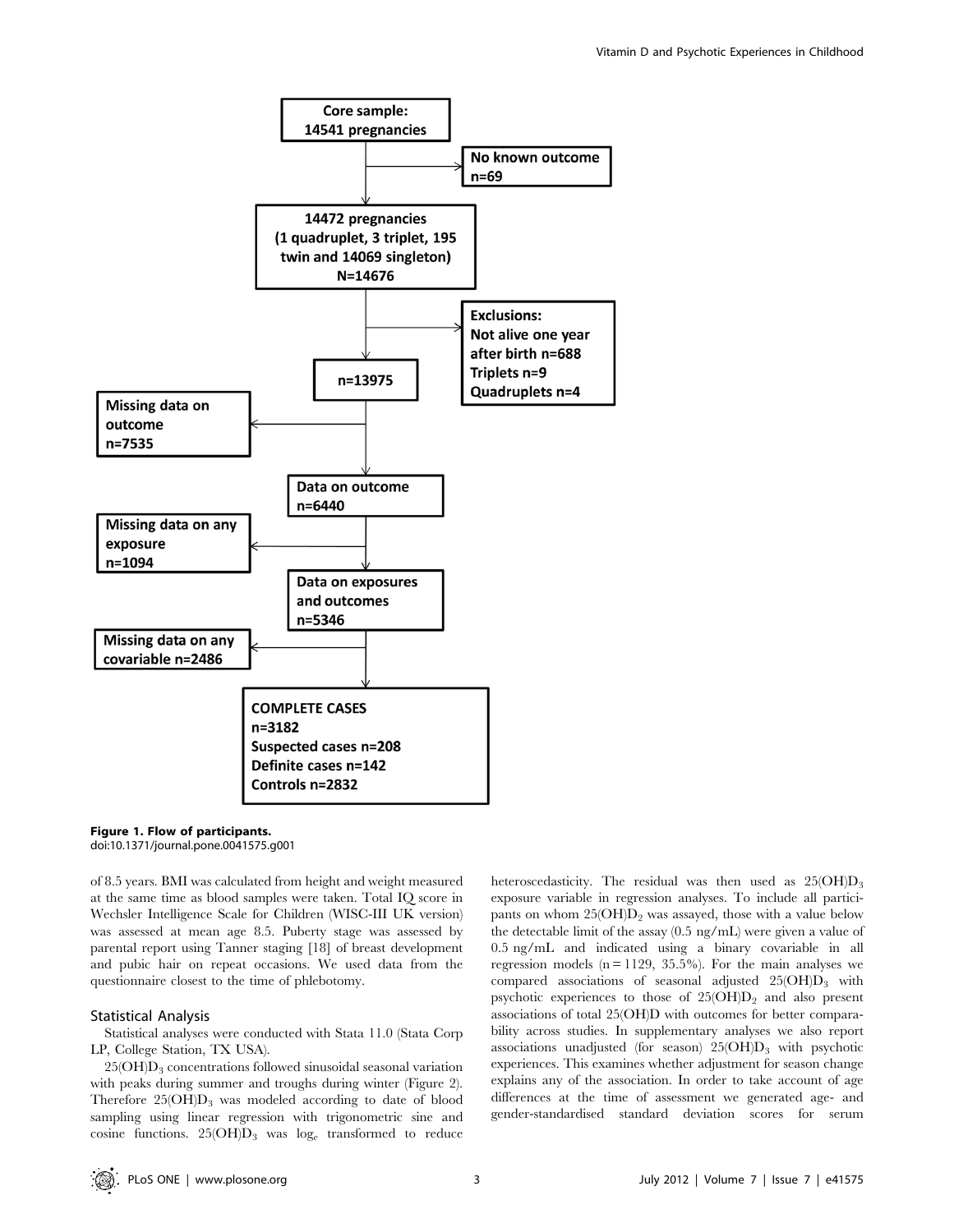Core sample: 14541 pregnancies

No known outcome n=69

14472 pregnancies (1 quadruplet, 3 triplet, 195 twin and 14069 singleton) N=14676

Exclusions: Not alive one year after birth n=688 Triplets n=9 Quadruplets n=4

n=13975

Missing data on outcome n=7535

Data on outcome n=6440

Missing data on any exposure n=1094

Data on exposures and outcomes n=5346

Missing data on any covariable n=2486

COMPLETE CASES n=3182 Suspected cases n=208 Definite cases n=142 Controls n=2832

**Figure 1. Flow of participants.**
doi:10.1371/journal.pone.0041575.g001

of 8.5 years. BMI was calculated from height and weight measured at the same time as blood samples were taken. Total IQ score in Wechsler Intelligence Scale for Children (WISC-III UK version) was assessed at mean age 8.5. Puberty stage was assessed by parental report using Tanner staging [18] of breast development and pubic hair on repeat occasions. We used data from the questionnaire closest to the time of phlebotomy.

## Statistical Analysis

Statistical analyses were conducted with Stata 11.0 (Stata Corp LP, College Station, TX USA).

$25(OH)D_3$ concentrations followed sinusoidal seasonal variation with peaks during summer and troughs during winter (Figure 2). Therefore $25(OH)D_3$ was modeled according to date of blood sampling using linear regression with trigonometric sine and cosine functions. $25(OH)D_3$ was $\log_e$ transformed to reduce heteroscedasticity. The residual was then used as $25(OH)D_3$ exposure variable in regression analyses. To include all participants on whom $25(OH)D_2$ was assayed, those with a value below the detectable limit of the assay (0.5 ng/mL) were given a value of 0.5 ng/mL and indicated using a binary covariable in all regression models (n = 1129, 35.5%). For the main analyses we compared associations of seasonal adjusted $25(OH)D_3$ with psychotic experiences to those of $25(OH)D_2$ and also present associations of total 25(OH)D with outcomes for better comparability across studies. In supplementary analyses we also report associations unadjusted (for season) $25(OH)D_3$ with psychotic experiences. This examines whether adjustment for season change explains any of the association. In order to take account of age differences at the time of assessment we generated age- and gender-standardised standard deviation scores for serum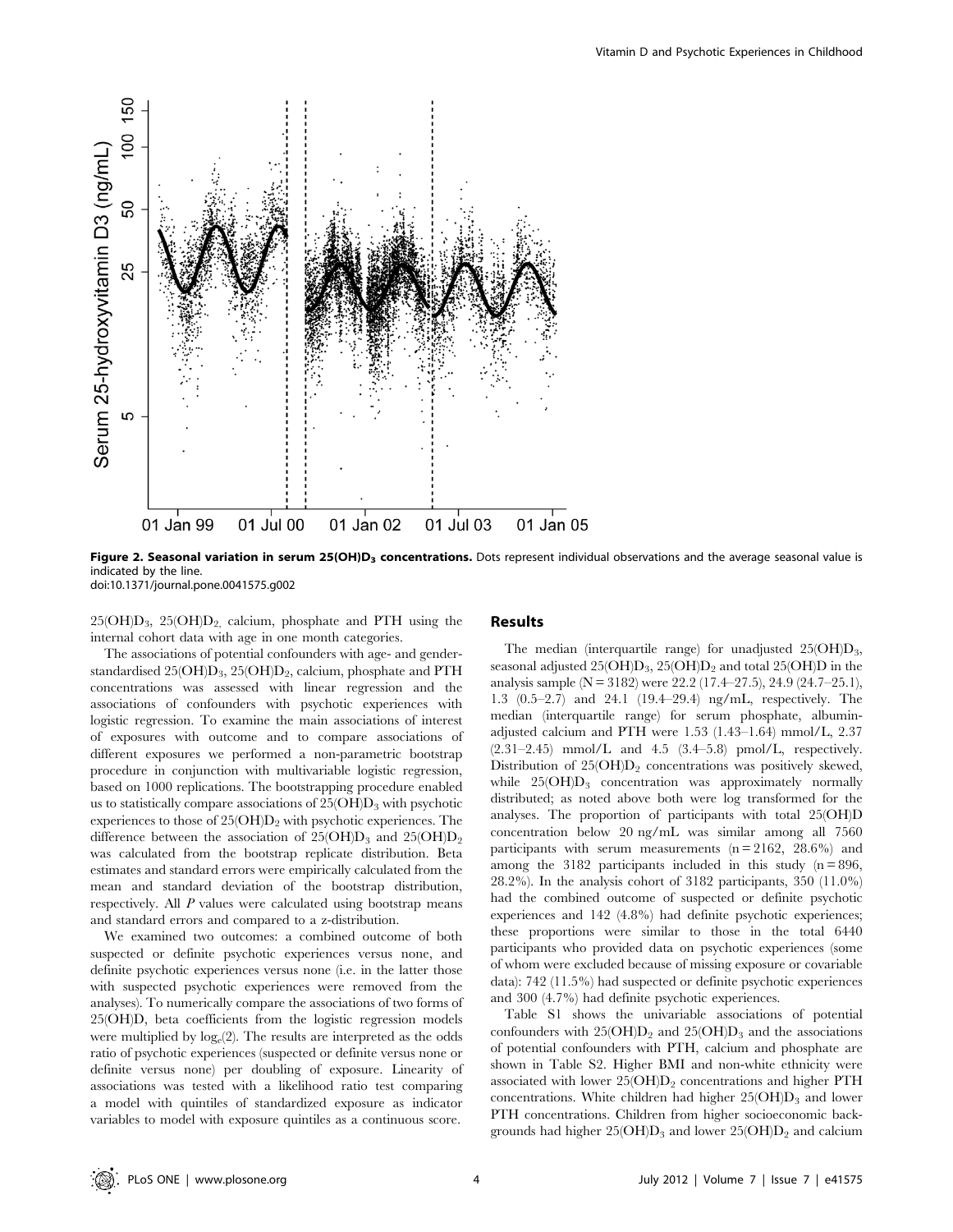**Figure 2. Seasonal variation in serum $25(OH)D_3$ concentrations.** Dots represent individual observations and the average seasonal value is indicated by the line.
doi:10.1371/journal.pone.0041575.g002

$25(OH)D_3$, $25(OH)D_2$, calcium, phosphate and PTH using the internal cohort data with age in one month categories.

The associations of potential confounders with age- and gender-standardised $25(OH)D_3$, $25(OH)D_2$, calcium, phosphate and PTH concentrations was assessed with linear regression and the associations of confounders with psychotic experiences with logistic regression. To examine the main associations of interest of exposures with outcome and to compare associations of different exposures we performed a non-parametric bootstrap procedure in conjunction with multivariable logistic regression, based on 1000 replications. The bootstrapping procedure enabled us to statistically compare associations of $25(OH)D_3$ with psychotic experiences to those of $25(OH)D_2$ with psychotic experiences. The difference between the association of $25(OH)D_3$ and $25(OH)D_2$ was calculated from the bootstrap replicate distribution. Beta estimates and standard errors were empirically calculated from the mean and standard deviation of the bootstrap distribution, respectively. All *P* values were calculated using bootstrap means and standard errors and compared to a z-distribution.

We examined two outcomes: a combined outcome of both suspected or definite psychotic experiences versus none, and definite psychotic experiences versus none (i.e. in the latter those with suspected psychotic experiences were removed from the analyses). To numerically compare the associations of two forms of 25(OH)D, beta coefficients from the logistic regression models were multiplied by $\log_e(2)$. The results are interpreted as the odds ratio of psychotic experiences (suspected or definite versus none or definite versus none) per doubling of exposure. Linearity of associations was tested with a likelihood ratio test comparing a model with quintiles of standardized exposure as indicator variables to model with exposure quintiles as a continuous score.

## Results

The median (interquartile range) for unadjusted $25(OH)D_3$, seasonal adjusted $25(OH)D_3$, $25(OH)D_2$ and total 25(OH)D in the analysis sample (N = 3182) were 22.2 (17.4–27.5), 24.9 (24.7–25.1), 1.3 (0.5–2.7) and 24.1 (19.4–29.4) ng/mL, respectively. The median (interquartile range) for serum phosphate, albumin-adjusted calcium and PTH were 1.53 (1.43–1.64) mmol/L, 2.37 (2.31–2.45) mmol/L and 4.5 (3.4–5.8) pmol/L, respectively. Distribution of $25(OH)D_2$ concentrations was positively skewed, while $25(OH)D_3$ concentration was approximately normally distributed; as noted above both were log transformed for the analyses. The proportion of participants with total 25(OH)D concentration below 20 ng/mL was similar among all 7560 participants with serum measurements (n = 2162, 28.6%) and among the 3182 participants included in this study (n = 896, 28.2%). In the analysis cohort of 3182 participants, 350 (11.0%) had the combined outcome of suspected or definite psychotic experiences and 142 (4.8%) had definite psychotic experiences; these proportions were similar to those in the total 6440 participants who provided data on psychotic experiences (some of whom were excluded because of missing exposure or covariable data): 742 (11.5%) had suspected or definite psychotic experiences and 300 (4.7%) had definite psychotic experiences.

Table S1 shows the univariable associations of potential confounders with $25(OH)D_2$ and $25(OH)D_3$ and the associations of potential confounders with PTH, calcium and phosphate are shown in Table S2. Higher BMI and non-white ethnicity were associated with lower $25(OH)D_2$ concentrations and higher PTH concentrations. White children had higher $25(OH)D_3$ and lower PTH concentrations. Children from higher socioeconomic backgrounds had higher $25(OH)D_3$ and lower $25(OH)D_2$ and calcium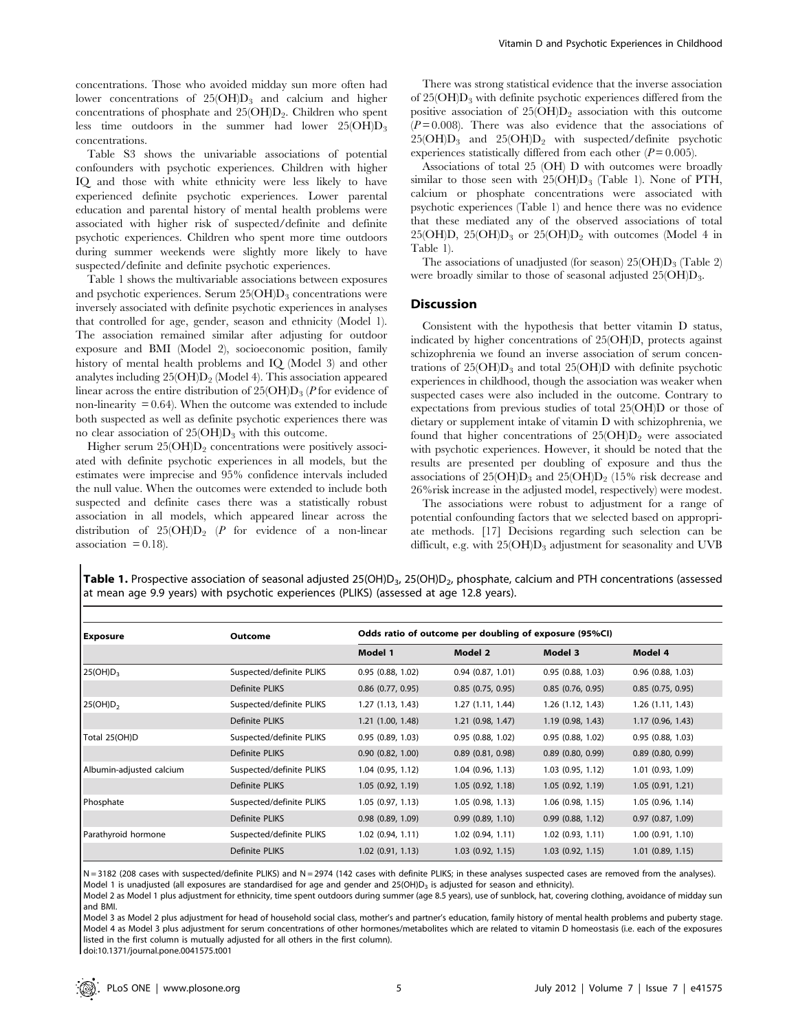concentrations. Those who avoided midday sun more often had lower concentrations of $25(OH)D_3$ and calcium and higher concentrations of phosphate and $25(OH)D_2$. Children who spent less time outdoors in the summer had lower $25(OH)D_3$ concentrations.

Table S3 shows the univariable associations of potential confounders with psychotic experiences. Children with higher IQ and those with white ethnicity were less likely to have experienced definite psychotic experiences. Lower parental education and parental history of mental health problems were associated with higher risk of suspected/definite and definite psychotic experiences. Children who spent more time outdoors during summer weekends were slightly more likely to have suspected/definite and definite psychotic experiences.

Table 1 shows the multivariable associations between exposures and psychotic experiences. Serum $25(OH)D_3$ concentrations were inversely associated with definite psychotic experiences in analyses that controlled for age, gender, season and ethnicity (Model 1). The association remained similar after adjusting for outdoor exposure and BMI (Model 2), socioeconomic position, family history of mental health problems and IQ (Model 3) and other analytes including $25(OH)D_2$ (Model 4). This association appeared linear across the entire distribution of $25(OH)D_3$ ($P$ for evidence of non-linearity $= 0.64$). When the outcome was extended to include both suspected as well as definite psychotic experiences there was no clear association of $25(OH)D_3$ with this outcome.

Higher serum $25(OH)D_2$ concentrations were positively associated with definite psychotic experiences in all models, but the estimates were imprecise and 95% confidence intervals included the null value. When the outcomes were extended to include both suspected and definite cases there was a statistically robust association in all models, which appeared linear across the distribution of $25(OH)D_2$ ($P$ for evidence of a non-linear association $= 0.18$).

There was strong statistical evidence that the inverse association of $25(OH)D_3$ with definite psychotic experiences differed from the positive association of $25(OH)D_2$ association with this outcome ($P = 0.008$). There was also evidence that the associations of $25(OH)D_3$ and $25(OH)D_2$ with suspected/definite psychotic experiences statistically differed from each other ($P = 0.005$).

Associations of total 25 (OH) D with outcomes were broadly similar to those seen with $25(OH)D_3$ (Table 1). None of PTH, calcium or phosphate concentrations were associated with psychotic experiences (Table 1) and hence there was no evidence that these mediated any of the observed associations of total $25(OH)D$, $25(OH)D_3$ or $25(OH)D_2$ with outcomes (Model 4 in Table 1).

The associations of unadjusted (for season) $25(OH)D_3$ (Table 2) were broadly similar to those of seasonal adjusted $25(OH)D_3$.

## Discussion

Consistent with the hypothesis that better vitamin D status, indicated by higher concentrations of 25(OH)D, protects against schizophrenia we found an inverse association of serum concentrations of $25(OH)D_3$ and total 25(OH)D with definite psychotic experiences in childhood, though the association was weaker when suspected cases were also included in the outcome. Contrary to expectations from previous studies of total 25(OH)D or those of dietary or supplement intake of vitamin D with schizophrenia, we found that higher concentrations of $25(OH)D_2$ were associated with psychotic experiences. However, it should be noted that the results are presented per doubling of exposure and thus the associations of $25(OH)D_3$ and $25(OH)D_2$ (15% risk decrease and 26%risk increase in the adjusted model, respectively) were modest.

The associations were robust to adjustment for a range of potential confounding factors that we selected based on appropriate methods. [17] Decisions regarding such selection can be difficult, e.g. with $25(OH)D_3$ adjustment for seasonality and UVB

**Table 1.** Prospective association of seasonal adjusted $25(OH)D_3$, $25(OH)D_2$, phosphate, calcium and PTH concentrations (assessed at mean age 9.9 years) with psychotic experiences (PLIKS) (assessed at age 12.8 years).

| Exposure | Outcome | Odds ratio of outcome per doubling of exposure (95%CI) | | | |
|---|---|---|---|---|---|
| | | Model 1 | Model 2 | Model 3 | Model 4 |
| $25(OH)D_3$ | Suspected/definite PLIKS | 0.95 (0.88, 1.02) | 0.94 (0.87, 1.01) | 0.95 (0.88, 1.03) | 0.96 (0.88, 1.03) |
| | Definite PLIKS | 0.86 (0.77, 0.95) | 0.85 (0.75, 0.95) | 0.85 (0.76, 0.95) | 0.85 (0.75, 0.95) |
| $25(OH)D_2$ | Suspected/definite PLIKS | 1.27 (1.13, 1.43) | 1.27 (1.11, 1.44) | 1.26 (1.12, 1.43) | 1.26 (1.11, 1.43) |
| | Definite PLIKS | 1.21 (1.00, 1.48) | 1.21 (0.98, 1.47) | 1.19 (0.98, 1.43) | 1.17 (0.96, 1.43) |
| Total 25(OH)D | Suspected/definite PLIKS | 0.95 (0.89, 1.03) | 0.95 (0.88, 1.02) | 0.95 (0.88, 1.02) | 0.95 (0.88, 1.03) |
| | Definite PLIKS | 0.90 (0.82, 1.00) | 0.89 (0.81, 0.98) | 0.89 (0.80, 0.99) | 0.89 (0.80, 0.99) |
| Albumin-adjusted calcium | Suspected/definite PLIKS | 1.04 (0.95, 1.12) | 1.04 (0.96, 1.13) | 1.03 (0.95, 1.12) | 1.01 (0.93, 1.09) |
| | Definite PLIKS | 1.05 (0.92, 1.19) | 1.05 (0.92, 1.18) | 1.05 (0.92, 1.19) | 1.05 (0.91, 1.21) |
| Phosphate | Suspected/definite PLIKS | 1.05 (0.97, 1.13) | 1.05 (0.98, 1.13) | 1.06 (0.98, 1.15) | 1.05 (0.96, 1.14) |
| | Definite PLIKS | 0.98 (0.89, 1.09) | 0.99 (0.89, 1.10) | 0.99 (0.88, 1.12) | 0.97 (0.87, 1.09) |
| Parathyroid hormone | Suspected/definite PLIKS | 1.02 (0.94, 1.11) | 1.02 (0.94, 1.11) | 1.02 (0.93, 1.11) | 1.00 (0.91, 1.10) |
| | Definite PLIKS | 1.02 (0.91, 1.13) | 1.03 (0.92, 1.15) | 1.03 (0.92, 1.15) | 1.01 (0.89, 1.15) |

N = 3182 (208 cases with suspected/definite PLIKS) and N = 2974 (142 cases with definite PLIKS; in these analyses suspected cases are removed from the analyses).
Model 1 is unadjusted (all exposures are standardised for age and gender and $25(OH)D_3$ is adjusted for season and ethnicity).
Model 2 as Model 1 plus adjustment for ethnicity, time spent outdoors during summer (age 8.5 years), use of sunblock, hat, covering clothing, avoidance of midday sun and BMI.
Model 3 as Model 2 plus adjustment for head of household social class, mother's and partner's education, family history of mental health problems and puberty stage.
Model 4 as Model 3 plus adjustment for serum concentrations of other hormones/metabolites which are related to vitamin D homeostasis (i.e. each of the exposures listed in the first column is mutually adjusted for all others in the first column).
doi:10.1371/journal.pone.0041575.t001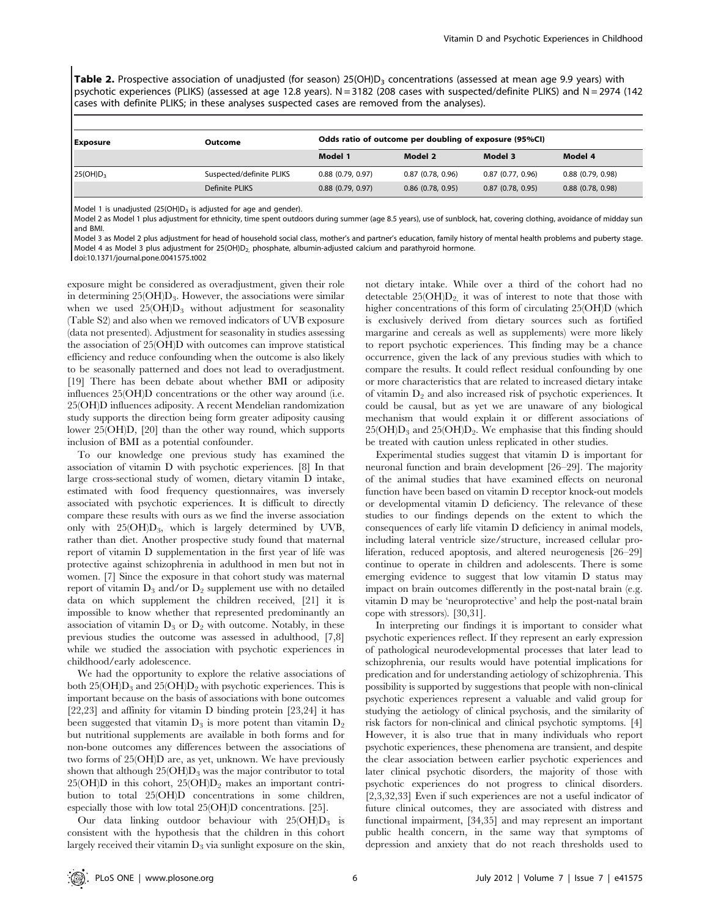**Table 2.** Prospective association of unadjusted (for season) $25(OH)D_3$ concentrations (assessed at mean age 9.9 years) with psychotic experiences (PLIKS) (assessed at age 12.8 years). N = 3182 (208 cases with suspected/definite PLIKS) and N = 2974 (142 cases with definite PLIKS; in these analyses suspected cases are removed from the analyses).

| Exposure | Outcome | Odds ratio of outcome per doubling of exposure (95%CI) | | | |
|---|---|---|---|---|---|
| | | Model 1 | Model 2 | Model 3 | Model 4 |
| $25(OH)D_3$ | Suspected/definite PLIKS | 0.88 (0.79, 0.97) | 0.87 (0.78, 0.96) | 0.87 (0.77, 0.96) | 0.88 (0.79, 0.98) |
| | Definite PLIKS | 0.88 (0.79, 0.97) | 0.86 (0.78, 0.95) | 0.87 (0.78, 0.95) | 0.88 (0.78, 0.98) |

Model 1 is unadjusted ($25(OH)D_3$ is adjusted for age and gender).
Model 2 as Model 1 plus adjustment for ethnicity, time spent outdoors during summer (age 8.5 years), use of sunblock, hat, covering clothing, avoidance of midday sun and BMI.
Model 3 as Model 2 plus adjustment for head of household social class, mother's and partner's education, family history of mental health problems and puberty stage.
Model 4 as Model 3 plus adjustment for $25(OH)D_2$, phosphate, albumin-adjusted calcium and parathyroid hormone.
doi:10.1371/journal.pone.0041575.t002

exposure might be considered as overadjustment, given their role in determining $25(OH)D_3$. However, the associations were similar when we used $25(OH)D_3$ without adjustment for seasonality (Table S2) and also when we removed indicators of UVB exposure (data not presented). Adjustment for seasonality in studies assessing the association of 25(OH)D with outcomes can improve statistical efficiency and reduce confounding when the outcome is also likely to be seasonally patterned and does not lead to overadjustment. [19] There has been debate about whether BMI or adiposity influences 25(OH)D concentrations or the other way around (i.e. 25(OH)D influences adiposity. A recent Mendelian randomization study supports the direction being form greater adiposity causing lower 25(OH)D, [20] than the other way round, which supports inclusion of BMI as a potential confounder.

To our knowledge one previous study has examined the association of vitamin D with psychotic experiences. [8] In that large cross-sectional study of women, dietary vitamin D intake, estimated with food frequency questionnaires, was inversely associated with psychotic experiences. It is difficult to directly compare these results with ours as we find the inverse association only with $25(OH)D_3$, which is largely determined by UVB, rather than diet. Another prospective study found that maternal report of vitamin D supplementation in the first year of life was protective against schizophrenia in adulthood in men but not in women. [7] Since the exposure in that cohort study was maternal report of vitamin $D_3$ and/or $D_2$ supplement use with no detailed data on which supplement the children received, [21] it is impossible to know whether that represented predominantly an association of vitamin $D_3$ or $D_2$ with outcome. Notably, in these previous studies the outcome was assessed in adulthood, [7,8] while we studied the association with psychotic experiences in childhood/early adolescence.

We had the opportunity to explore the relative associations of both $25(OH)D_3$ and $25(OH)D_2$ with psychotic experiences. This is important because on the basis of associations with bone outcomes [22,23] and affinity for vitamin D binding protein [23,24] it has been suggested that vitamin $D_3$ is more potent than vitamin $D_2$ but nutritional supplements are available in both forms and for non-bone outcomes any differences between the associations of two forms of 25(OH)D are, as yet, unknown. We have previously shown that although $25(OH)D_3$ was the major contributor to total 25(OH)D in this cohort, $25(OH)D_2$ makes an important contribution to total 25(OH)D concentrations in some children, especially those with low total 25(OH)D concentrations. [25].

Our data linking outdoor behaviour with $25(OH)D_3$ is consistent with the hypothesis that the children in this cohort largely received their vitamin $D_3$ via sunlight exposure on the skin, not dietary intake. While over a third of the cohort had no detectable $25(OH)D_2$, it was of interest to note that those with higher concentrations of this form of circulating 25(OH)D (which is exclusively derived from dietary sources such as fortified margarine and cereals as well as supplements) were more likely to report psychotic experiences. This finding may be a chance occurrence, given the lack of any previous studies with which to compare the results. It could reflect residual confounding by one or more characteristics that are related to increased dietary intake of vitamin $D_2$ and also increased risk of psychotic experiences. It could be causal, but as yet we are unaware of any biological mechanism that would explain it or different associations of $25(OH)D_3$ and $25(OH)D_2$. We emphasise that this finding should be treated with caution unless replicated in other studies.

Experimental studies suggest that vitamin D is important for neuronal function and brain development [26–29]. The majority of the animal studies that have examined effects on neuronal function have been based on vitamin D receptor knock-out models or developmental vitamin D deficiency. The relevance of these studies to our findings depends on the extent to which the consequences of early life vitamin D deficiency in animal models, including lateral ventricle size/structure, increased cellular proliferation, reduced apoptosis, and altered neurogenesis [26–29] continue to operate in children and adolescents. There is some emerging evidence to suggest that low vitamin D status may impact on brain outcomes differently in the post-natal brain (e.g. vitamin D may be 'neuroprotective' and help the post-natal brain cope with stressors). [30,31].

In interpreting our findings it is important to consider what psychotic experiences reflect. If they represent an early expression of pathological neurodevelopmental processes that later lead to schizophrenia, our results would have potential implications for predication and for understanding aetiology of schizophrenia. This possibility is supported by suggestions that people with non-clinical psychotic experiences represent a valuable and valid group for studying the aetiology of clinical psychosis, and the similarity of risk factors for non-clinical and clinical psychotic symptoms. [4] However, it is also true that in many individuals who report psychotic experiences, these phenomena are transient, and despite the clear association between earlier psychotic experiences and later clinical psychotic disorders, the majority of those with psychotic experiences do not progress to clinical disorders. [2,3,32,33] Even if such experiences are not a useful indicator of future clinical outcomes, they are associated with distress and functional impairment, [34,35] and may represent an important public health concern, in the same way that symptoms of depression and anxiety that do not reach thresholds used to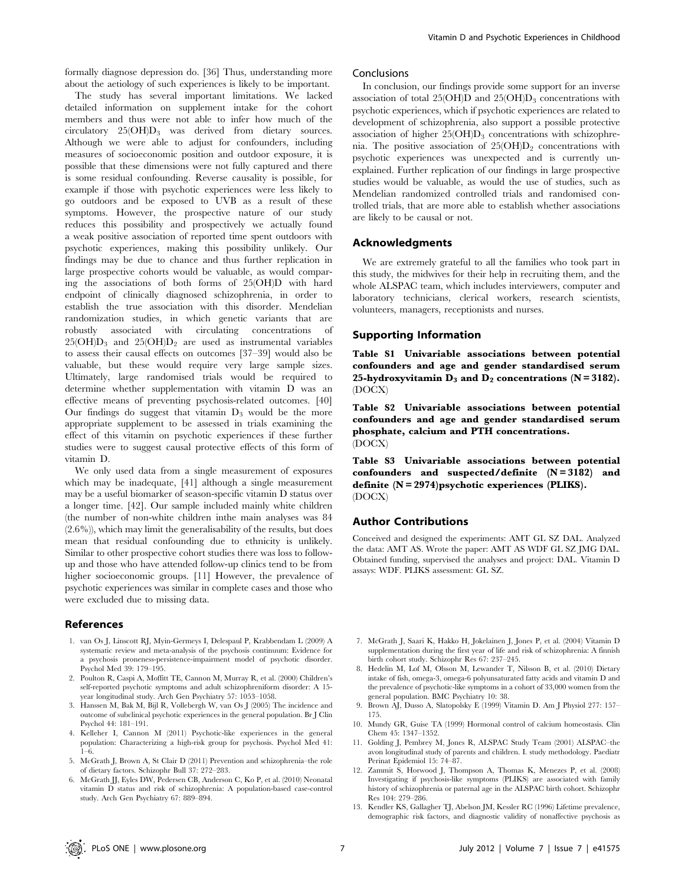formally diagnose depression do. [36] Thus, understanding more about the aetiology of such experiences is likely to be important.

The study has several important limitations. We lacked detailed information on supplement intake for the cohort members and thus were not able to infer how much of the circulatory $25(OH)D_3$ was derived from dietary sources. Although we were able to adjust for confounders, including measures of socioeconomic position and outdoor exposure, it is possible that these dimensions were not fully captured and there is some residual confounding. Reverse causality is possible, for example if those with psychotic experiences were less likely to go outdoors and be exposed to UVB as a result of these symptoms. However, the prospective nature of our study reduces this possibility and prospectively we actually found a weak positive association of reported time spent outdoors with psychotic experiences, making this possibility unlikely. Our findings may be due to chance and thus further replication in large prospective cohorts would be valuable, as would comparing the associations of both forms of 25(OH)D with hard endpoint of clinically diagnosed schizophrenia, in order to establish the true association with this disorder. Mendelian randomization studies, in which genetic variants that are robustly associated with circulating concentrations of $25(OH)D_3$ and $25(OH)D_2$ are used as instrumental variables to assess their causal effects on outcomes [37–39] would also be valuable, but these would require very large sample sizes. Ultimately, large randomised trials would be required to determine whether supplementation with vitamin D was an effective means of preventing psychosis-related outcomes. [40] Our findings do suggest that vitamin $D_3$ would be the more appropriate supplement to be assessed in trials examining the effect of this vitamin on psychotic experiences if these further studies were to suggest causal protective effects of this form of vitamin D.

We only used data from a single measurement of exposures which may be inadequate, [41] although a single measurement may be a useful biomarker of season-specific vitamin D status over a longer time. [42]. Our sample included mainly white children (the number of non-white children inthe main analyses was 84 (2.6%)), which may limit the generalisability of the results, but does mean that residual confounding due to ethnicity is unlikely. Similar to other prospective cohort studies there was loss to follow-up and those who have attended follow-up clinics tend to be from higher socioeconomic groups. [11] However, the prevalence of psychotic experiences was similar in complete cases and those who were excluded due to missing data.

## Conclusions

In conclusion, our findings provide some support for an inverse association of total 25(OH)D and $25(OH)D_3$ concentrations with psychotic experiences, which if psychotic experiences are related to development of schizophrenia, also support a possible protective association of higher $25(OH)D_3$ concentrations with schizophrenia. The positive association of $25(OH)D_2$ concentrations with psychotic experiences was unexpected and is currently unexplained. Further replication of our findings in large prospective studies would be valuable, as would the use of studies, such as Mendelian randomized controlled trials and randomised controlled trials, that are more able to establish whether associations are likely to be causal or not.

## Acknowledgments

We are extremely grateful to all the families who took part in this study, the midwives for their help in recruiting them, and the whole ALSPAC team, which includes interviewers, computer and laboratory technicians, clerical workers, research scientists, volunteers, managers, receptionists and nurses.

## Supporting Information

**Table S1 Univariable associations between potential confounders and age and gender standardised serum 25-hydroxyvitamin $D_3$ and $D_2$ concentrations (N = 3182).**
(DOCX)

**Table S2 Univariable associations between potential confounders and age and gender standardised serum phosphate, calcium and PTH concentrations.**
(DOCX)

**Table S3 Univariable associations between potential confounders and suspected/definite (N = 3182) and definite (N = 2974)psychotic experiences (PLIKS).**
(DOCX)

## Author Contributions

Conceived and designed the experiments: AMT GL SZ DAL. Analyzed the data: AMT AS. Wrote the paper: AMT AS WDF GL SZ JMG DAL. Obtained funding, supervised the analyses and project: DAL. Vitamin D assays: WDF. PLIKS assessment: GL SZ.

## References

1. van Os J, Linscott RJ, Myin-Germeys I, Delespaul P, Krabbendam L (2009) A systematic review and meta-analysis of the psychosis continuum: Evidence for a psychosis proneness-persistence-impairment model of psychotic disorder. Psychol Med 39: 179–195.
2. Poulton R, Caspi A, Moffitt TE, Cannon M, Murray R, et al. (2000) Children's self-reported psychotic symptoms and adult schizophreniform disorder: A 15-year longitudinal study. Arch Gen Psychiatry 57: 1053–1058.
3. Hanssen M, Bak M, Bijl R, Vollebergh W, van Os J (2005) The incidence and outcome of subclinical psychotic experiences in the general population. Br J Clin Psychol 44: 181–191.
4. Kelleher I, Cannon M (2011) Psychotic-like experiences in the general population: Characterizing a high-risk group for psychosis. Psychol Med 41: 1–6.
5. McGrath J, Brown A, St Clair D (2011) Prevention and schizophrenia–the role of dietary factors. Schizophr Bull 37: 272–283.
6. McGrath JJ, Eyles DW, Pedersen CB, Anderson C, Ko P, et al. (2010) Neonatal vitamin D status and risk of schizophrenia: A population-based case-control study. Arch Gen Psychiatry 67: 889–894.
7. McGrath J, Saari K, Hakko H, Jokelainen J, Jones P, et al. (2004) Vitamin D supplementation during the first year of life and risk of schizophrenia: A finnish birth cohort study. Schizophr Res 67: 237–245.
8. Hedelin M, Lof M, Olsson M, Lewander T, Nilsson B, et al. (2010) Dietary intake of fish, omega-3, omega-6 polyunsaturated fatty acids and vitamin D and the prevalence of psychotic-like symptoms in a cohort of 33,000 women from the general population. BMC Psychiatry 10: 38.
9. Brown AJ, Dusso A, Slatopolsky E (1999) Vitamin D. Am J Physiol 277: 157–175.
10. Mundy GR, Guise TA (1999) Hormonal control of calcium homeostasis. Clin Chem 45: 1347–1352.
11. Golding J, Pembrey M, Jones R, ALSPAC Study Team (2001) ALSPAC–the avon longitudinal study of parents and children. I. study methodology. Paediatr Perinat Epidemiol 15: 74–87.
12. Zammit S, Horwood J, Thompson A, Thomas K, Menezes P, et al. (2008) Investigating if psychosis-like symptoms (PLIKS) are associated with family history of schizophrenia or paternal age in the ALSPAC birth cohort. Schizophr Res 104: 279–286.
13. Kendler KS, Gallagher TJ, Abelson JM, Kessler RC (1996) Lifetime prevalence, demographic risk factors, and diagnostic validity of nonaffective psychosis as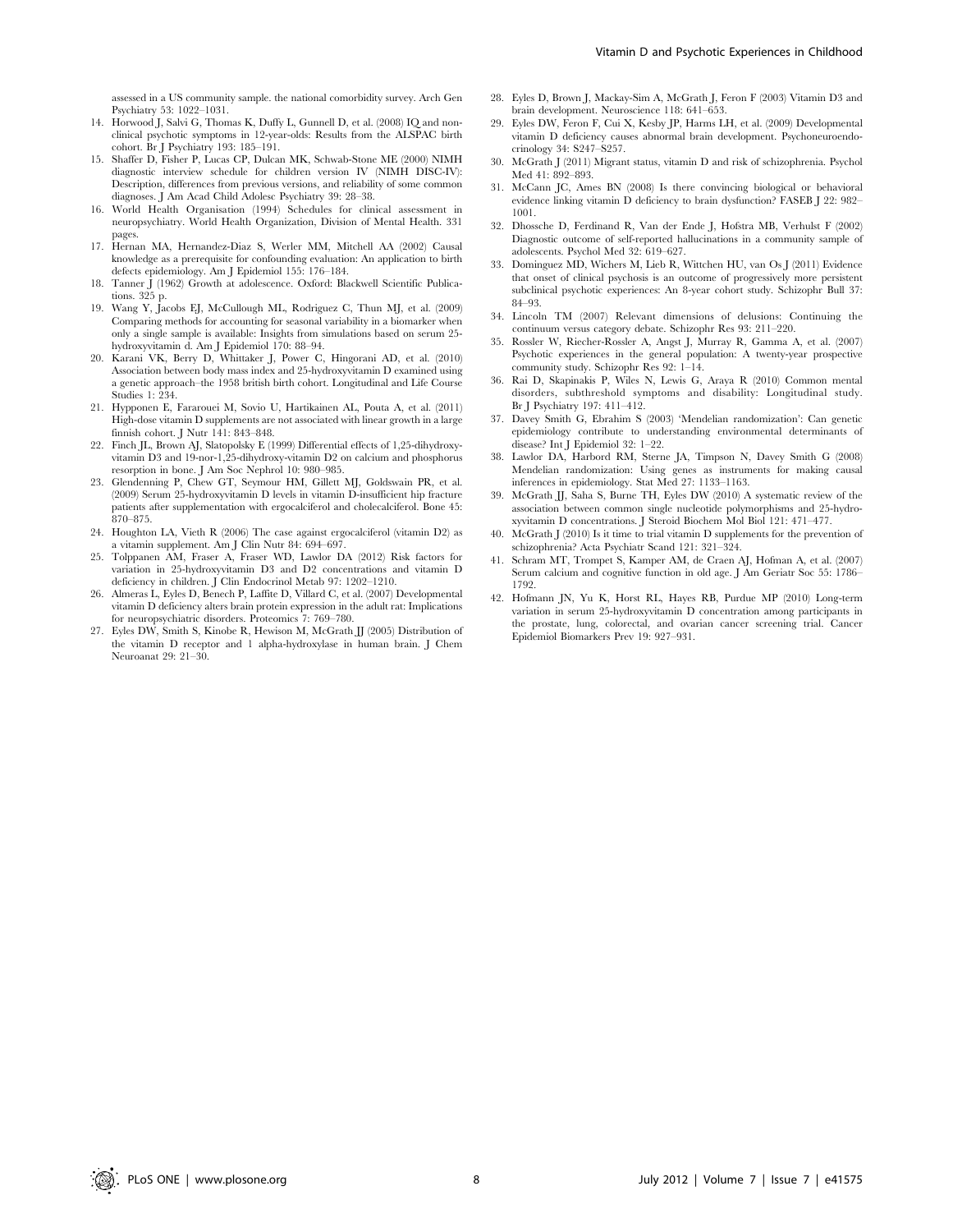assessed in a US community sample. the national comorbidity survey. Arch Gen Psychiatry 53: 1022–1031.

14. Horwood J, Salvi G, Thomas K, Duffy L, Gunnell D, et al. (2008) IQ and non-clinical psychotic symptoms in 12-year-olds: Results from the ALSPAC birth cohort. Br J Psychiatry 193: 185–191.
15. Shaffer D, Fisher P, Lucas CP, Dulcan MK, Schwab-Stone ME (2000) NIMH diagnostic interview schedule for children version IV (NIMH DISC-IV): Description, differences from previous versions, and reliability of some common diagnoses. J Am Acad Child Adolesc Psychiatry 39: 28–38.
16. World Health Organisation (1994) Schedules for clinical assessment in neuropsychiatry. World Health Organization, Division of Mental Health. 331 pages.
17. Hernan MA, Hernandez-Diaz S, Werler MM, Mitchell AA (2002) Causal knowledge as a prerequisite for confounding evaluation: An application to birth defects epidemiology. Am J Epidemiol 155: 176–184.
18. Tanner J (1962) Growth at adolescence. Oxford: Blackwell Scientific Publications. 325 p.
19. Wang Y, Jacobs EJ, McCullough ML, Rodriguez C, Thun MJ, et al. (2009) Comparing methods for accounting for seasonal variability in a biomarker when only a single sample is available: Insights from simulations based on serum 25-hydroxyvitamin d. Am J Epidemiol 170: 88–94.
20. Karani VK, Berry D, Whittaker J, Power C, Hingorani AD, et al. (2010) Association between body mass index and 25-hydroxyvitamin D examined using a genetic approach–the 1958 british birth cohort. Longitudinal and Life Course Studies 1: 234.
21. Hypponen E, Fararouei M, Sovio U, Hartikainen AL, Pouta A, et al. (2011) High-dose vitamin D supplements are not associated with linear growth in a large finnish cohort. J Nutr 141: 843–848.
22. Finch JL, Brown AJ, Slatopolsky E (1999) Differential effects of 1,25-dihydroxy-vitamin D3 and 19-nor-1,25-dihydroxy-vitamin D2 on calcium and phosphorus resorption in bone. J Am Soc Nephrol 10: 980–985.
23. Glendenning P, Chew GT, Seymour HM, Gillett MJ, Goldswain PR, et al. (2009) Serum 25-hydroxyvitamin D levels in vitamin D-insufficient hip fracture patients after supplementation with ergocalciferol and cholecalciferol. Bone 45: 870–875.
24. Houghton LA, Vieth R (2006) The case against ergocalciferol (vitamin D2) as a vitamin supplement. Am J Clin Nutr 84: 694–697.
25. Tolppanen AM, Fraser A, Fraser WD, Lawlor DA (2012) Risk factors for variation in 25-hydroxyvitamin D3 and D2 concentrations and vitamin D deficiency in children. J Clin Endocrinol Metab 97: 1202–1210.
26. Almeras L, Eyles D, Benech P, Laffite D, Villard C, et al. (2007) Developmental vitamin D deficiency alters brain protein expression in the adult rat: Implications for neuropsychiatric disorders. Proteomics 7: 769–780.
27. Eyles DW, Smith S, Kinobe R, Hewison M, McGrath JJ (2005) Distribution of the vitamin D receptor and 1 alpha-hydroxylase in human brain. J Chem Neuroanat 29: 21–30.
28. Eyles D, Brown J, Mackay-Sim A, McGrath J, Feron F (2003) Vitamin D3 and brain development. Neuroscience 118: 641–653.
29. Eyles DW, Feron F, Cui X, Kesby JP, Harms LH, et al. (2009) Developmental vitamin D deficiency causes abnormal brain development. Psychoneuroendocrinology 34: S247–S257.
30. McGrath J (2011) Migrant status, vitamin D and risk of schizophrenia. Psychol Med 41: 892–893.
31. McCann JC, Ames BN (2008) Is there convincing biological or behavioral evidence linking vitamin D deficiency to brain dysfunction? FASEB J 22: 982–1001.
32. Dhossche D, Ferdinand R, Van der Ende J, Hofstra MB, Verhulst F (2002) Diagnostic outcome of self-reported hallucinations in a community sample of adolescents. Psychol Med 32: 619–627.
33. Dominguez MD, Wichers M, Lieb R, Wittchen HU, van Os J (2011) Evidence that onset of clinical psychosis is an outcome of progressively more persistent subclinical psychotic experiences: An 8-year cohort study. Schizophr Bull 37: 84–93.
34. Lincoln TM (2007) Relevant dimensions of delusions: Continuing the continuum versus category debate. Schizophr Res 93: 211–220.
35. Rossler W, Riecher-Rossler A, Angst J, Murray R, Gamma A, et al. (2007) Psychotic experiences in the general population: A twenty-year prospective community study. Schizophr Res 92: 1–14.
36. Rai D, Skapinakis P, Wiles N, Lewis G, Araya R (2010) Common mental disorders, subthreshold symptoms and disability: Longitudinal study. Br J Psychiatry 197: 411–412.
37. Davey Smith G, Ebrahim S (2003) 'Mendelian randomization': Can genetic epidemiology contribute to understanding environmental determinants of disease? Int J Epidemiol 32: 1–22.
38. Lawlor DA, Harbord RM, Sterne JA, Timpson N, Davey Smith G (2008) Mendelian randomization: Using genes as instruments for making causal inferences in epidemiology. Stat Med 27: 1133–1163.
39. McGrath JJ, Saha S, Burne TH, Eyles DW (2010) A systematic review of the association between common single nucleotide polymorphisms and 25-hydroxyvitamin D concentrations. J Steroid Biochem Mol Biol 121: 471–477.
40. McGrath J (2010) Is it time to trial vitamin D supplements for the prevention of schizophrenia? Acta Psychiatr Scand 121: 321–324.
41. Schram MT, Trompet S, Kamper AM, de Craen AJ, Hofman A, et al. (2007) Serum calcium and cognitive function in old age. J Am Geriatr Soc 55: 1786–1792.
42. Hofmann JN, Yu K, Horst RL, Hayes RB, Purdue MP (2010) Long-term variation in serum 25-hydroxyvitamin D concentration among participants in the prostate, lung, colorectal, and ovarian cancer screening trial. Cancer Epidemiol Biomarkers Prev 19: 927–931.